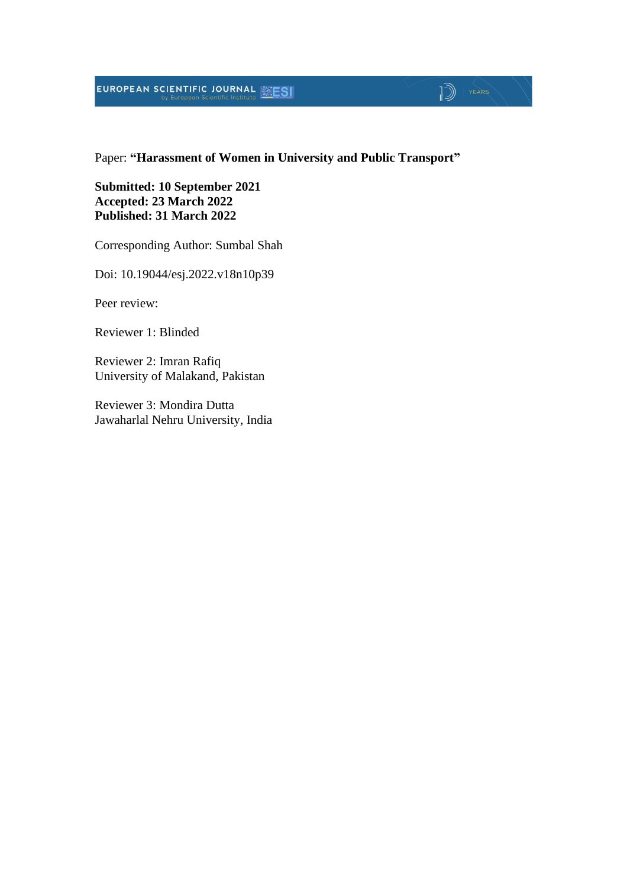Paper: **“Harassment of Women in University and Public Transport”**

**Submitted: 10 September 2021**
**Accepted: 23 March 2022**
**Published: 31 March 2022**

Corresponding Author: Sumbal Shah

Doi: 10.19044/esj.2022.v18n10p39

Peer review:

Reviewer 1: Blinded

Reviewer 2: Imran Rafiq
University of Malakand, Pakistan

Reviewer 3: Mondira Dutta
Jawaharlal Nehru University, India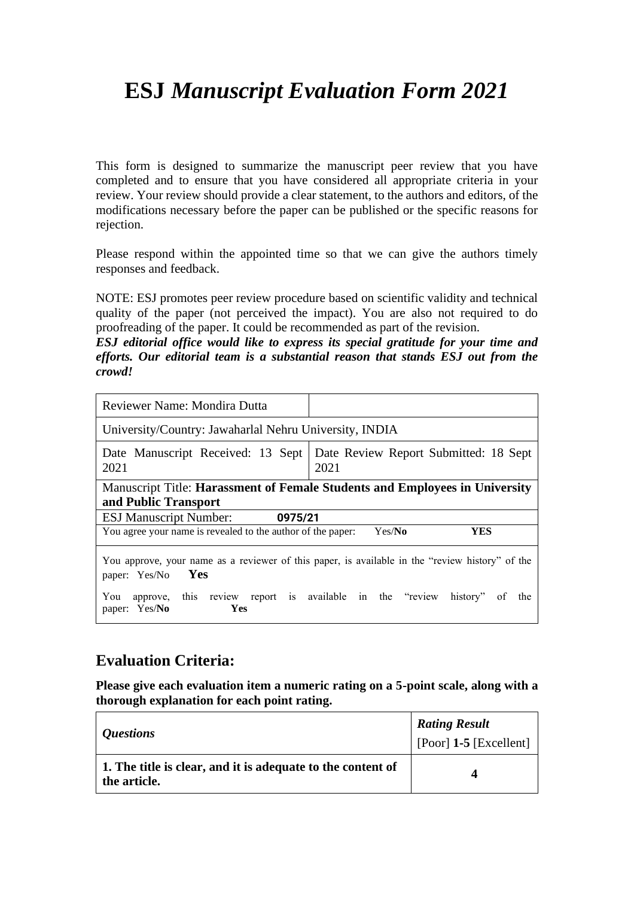# ESJ *Manuscript Evaluation Form 2021*

This form is designed to summarize the manuscript peer review that you have completed and to ensure that you have considered all appropriate criteria in your review. Your review should provide a clear statement, to the authors and editors, of the modifications necessary before the paper can be published or the specific reasons for rejection.

Please respond within the appointed time so that we can give the authors timely responses and feedback.

NOTE: ESJ promotes peer review procedure based on scientific validity and technical quality of the paper (not perceived the impact). You are also not required to do proofreading of the paper. It could be recommended as part of the revision.

***ESJ editorial office would like to express its special gratitude for your time and efforts. Our editorial team is a substantial reason that stands ESJ out from the crowd!***

| Reviewer Name: Mondira Dutta | |
|---|---|
| University/Country: Jawaharlal Nehru University, INDIA | |
| Date Manuscript Received: 13 Sept 2021 | Date Review Report Submitted: 18 Sept 2021 |
| Manuscript Title: **Harassment of Female Students and Employees in University and Public Transport** | |
| ESJ Manuscript Number: **0975/21** | |
| You agree your name is revealed to the author of the paper: Yes/**No** **YES** | |
| You approve, your name as a reviewer of this paper, is available in the "review history" of the paper: Yes/No **Yes** <br> You approve, this review report is available in the "review history" of the paper: Yes/**No** **Yes** | |

## Evaluation Criteria:

**Please give each evaluation item a numeric rating on a 5-point scale, along with a thorough explanation for each point rating.**

| *Questions* | ***Rating Result*** [Poor] **1-5** [Excellent] |
|---|---|
| **1. The title is clear, and it is adequate to the content of the article.** | **4** |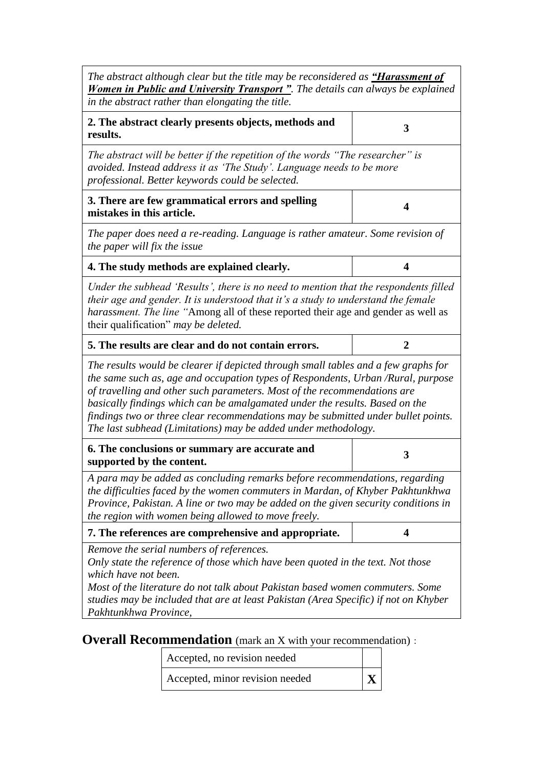| | |
|---|---|
| *The abstract although clear but the title may be reconsidered as* ***"Harassment of Women in Public and University Transport "****. The details can always be explained in the abstract rather than elongating the title.* | |
| **2. The abstract clearly presents objects, methods and results.** | **3** |
| *The abstract will be better if the repetition of the words "The researcher" is avoided. Instead address it as 'The Study'. Language needs to be more professional. Better keywords could be selected.* | |
| **3. There are few grammatical errors and spelling mistakes in this article.** | **4** |
| *The paper does need a re-reading. Language is rather amateur. Some revision of the paper will fix the issue* | |
| **4. The study methods are explained clearly.** | **4** |
| *Under the subhead 'Results', there is no need to mention that the respondents filled their age and gender. It is understood that it's a study to understand the female harassment. The line "*Among all of these reported their age and gender as well as their qualification" *may be deleted.* | |
| **5. The results are clear and do not contain errors.** | **2** |
| *The results would be clearer if depicted through small tables and a few graphs for the same such as, age and occupation types of Respondents, Urban /Rural, purpose of travelling and other such parameters. Most of the recommendations are basically findings which can be amalgamated under the results. Based on the findings two or three clear recommendations may be submitted under bullet points. The last subhead (Limitations) may be added under methodology.* | |
| **6. The conclusions or summary are accurate and supported by the content.** | **3** |
| *A para may be added as concluding remarks before recommendations, regarding the difficulties faced by the women commuters in Mardan, of Khyber Pakhtunkhwa Province, Pakistan. A line or two may be added on the given security conditions in the region with women being allowed to move freely.* | |
| **7. The references are comprehensive and appropriate.** | **4** |
| *Remove the serial numbers of references.*<br>*Only state the reference of those which have been quoted in the text. Not those which have not been.*<br>*Most of the literature do not talk about Pakistan based women commuters. Some studies may be included that are at least Pakistan (Area Specific) if not on Khyber Pakhtunkhwa Province,* | |

**Overall Recommendation** (mark an X with your recommendation) :

| | |
|---|---|
| Accepted, no revision needed | |
| Accepted, minor revision needed | **X** |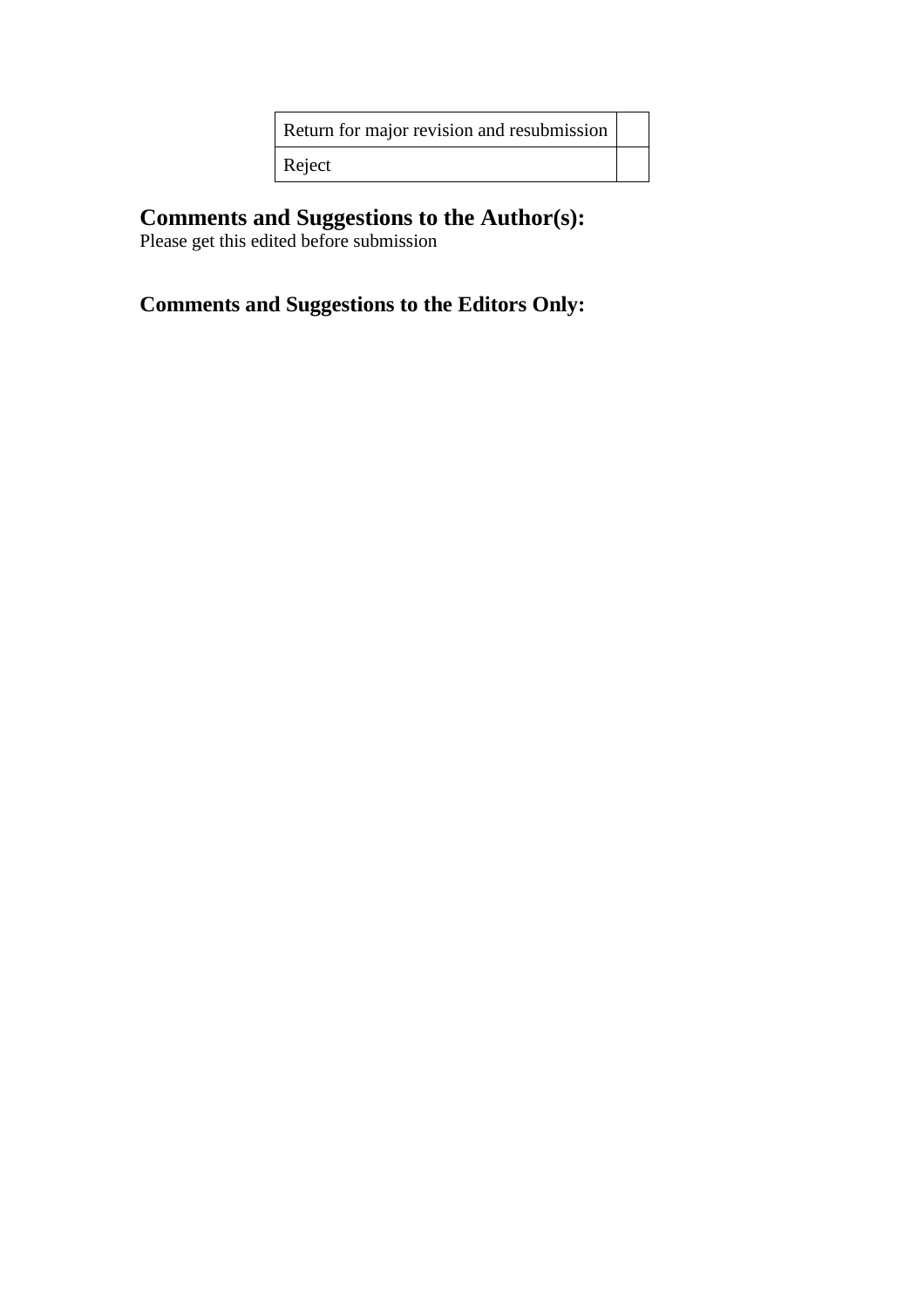| Return for major revision and resubmission | |
| --- | --- |
| Reject | |

## Comments and Suggestions to the Author(s):

Please get this edited before submission

## Comments and Suggestions to the Editors Only: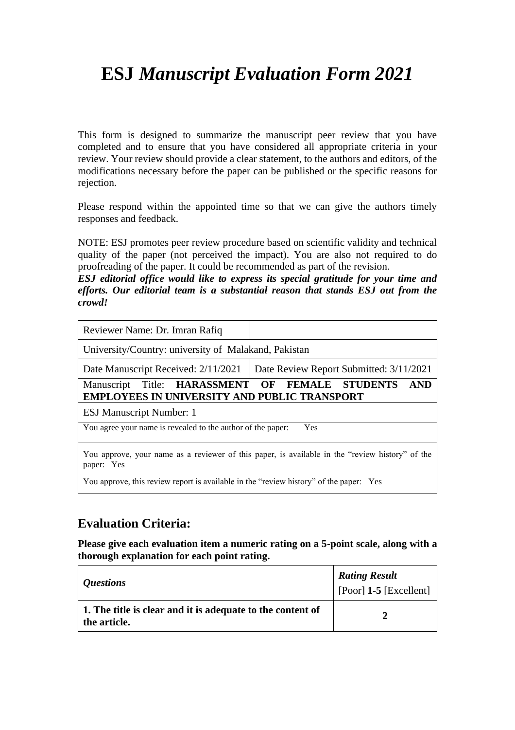# ESJ *Manuscript Evaluation Form 2021*

This form is designed to summarize the manuscript peer review that you have completed and to ensure that you have considered all appropriate criteria in your review. Your review should provide a clear statement, to the authors and editors, of the modifications necessary before the paper can be published or the specific reasons for rejection.

Please respond within the appointed time so that we can give the authors timely responses and feedback.

NOTE: ESJ promotes peer review procedure based on scientific validity and technical quality of the paper (not perceived the impact). You are also not required to do proofreading of the paper. It could be recommended as part of the revision.

***ESJ editorial office would like to express its special gratitude for your time and efforts. Our editorial team is a substantial reason that stands ESJ out from the crowd!***

| Reviewer Name: Dr. Imran Rafiq | |
|---|---|
| University/Country: university of Malakand, Pakistan | |
| Date Manuscript Received: 2/11/2021 | Date Review Report Submitted: 3/11/2021 |
| Manuscript Title: **HARASSMENT OF FEMALE STUDENTS AND EMPLOYEES IN UNIVERSITY AND PUBLIC TRANSPORT** | |
| ESJ Manuscript Number: 1 | |
| You agree your name is revealed to the author of the paper: Yes | |
| You approve, your name as a reviewer of this paper, is available in the "review history" of the paper: Yes<br>You approve, this review report is available in the "review history" of the paper: Yes | |

## Evaluation Criteria:

**Please give each evaluation item a numeric rating on a 5-point scale, along with a thorough explanation for each point rating.**

| *Questions* | ***Rating Result*** [Poor] **1-5** [Excellent] |
|---|---|
| **1. The title is clear and it is adequate to the content of the article.** | **2** |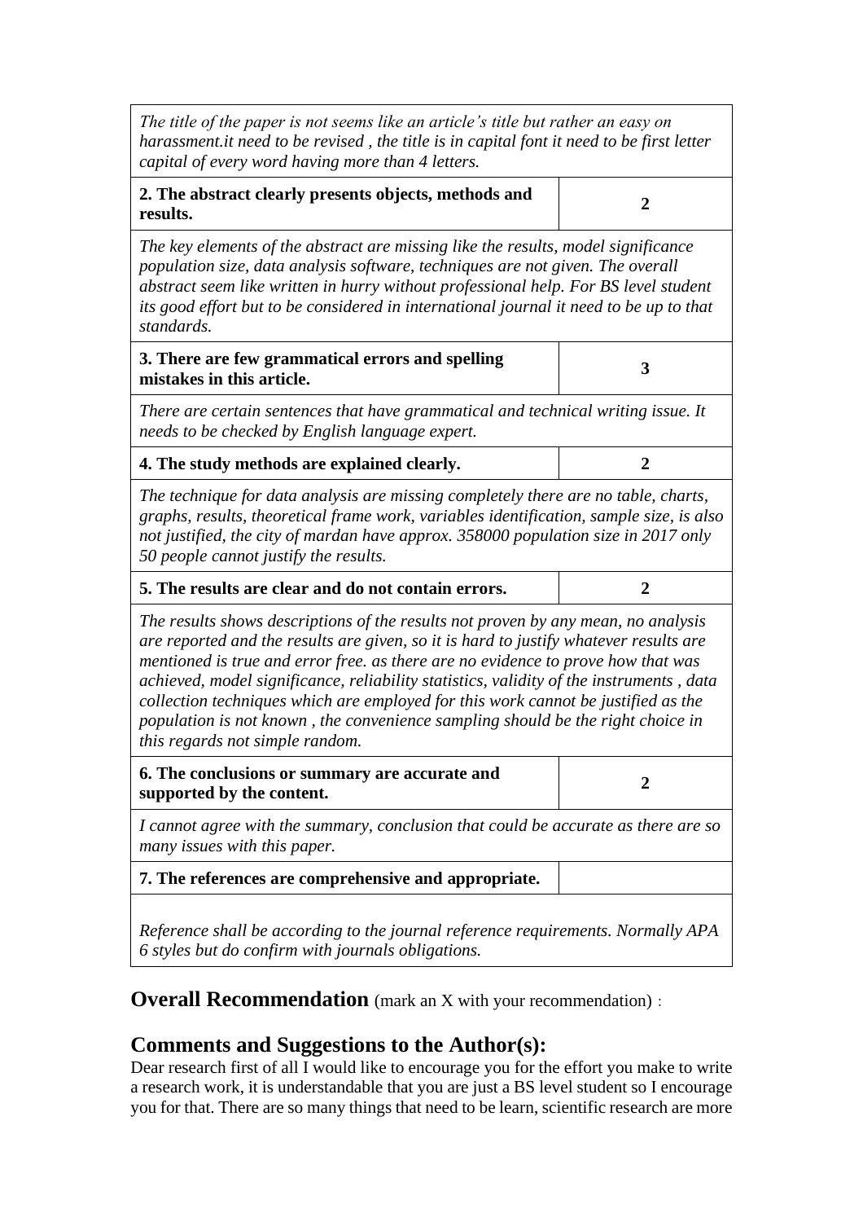| | |
|---|---|
| *The title of the paper is not seems like an article's title but rather an easy on harassment.it need to be revised , the title is in capital font it need to be first letter capital of every word having more than 4 letters.* | |
| **2. The abstract clearly presents objects, methods and results.** | **2** |
| *The key elements of the abstract are missing like the results, model significance population size, data analysis software, techniques are not given. The overall abstract seem like written in hurry without professional help. For BS level student its good effort but to be considered in international journal it need to be up to that standards.* | |
| **3. There are few grammatical errors and spelling mistakes in this article.** | **3** |
| *There are certain sentences that have grammatical and technical writing issue. It needs to be checked by English language expert.* | |
| **4. The study methods are explained clearly.** | **2** |
| *The technique for data analysis are missing completely there are no table, charts, graphs, results, theoretical frame work, variables identification, sample size, is also not justified, the city of mardan have approx. 358000 population size in 2017 only 50 people cannot justify the results.* | |
| **5. The results are clear and do not contain errors.** | **2** |
| *The results shows descriptions of the results not proven by any mean, no analysis are reported and the results are given, so it is hard to justify whatever results are mentioned is true and error free. as there are no evidence to prove how that was achieved, model significance, reliability statistics, validity of the instruments , data collection techniques which are employed for this work cannot be justified as the population is not known , the convenience sampling should be the right choice in this regards not simple random.* | |
| **6. The conclusions or summary are accurate and supported by the content.** | **2** |
| *I cannot agree with the summary, conclusion that could be accurate as there are so many issues with this paper.* | |
| **7. The references are comprehensive and appropriate.** | |
| *Reference shall be according to the journal reference requirements. Normally APA 6 styles but do confirm with journals obligations.* | |

## Overall Recommendation (mark an X with your recommendation)：

## Comments and Suggestions to the Author(s):

Dear research first of all I would like to encourage you for the effort you make to write a research work, it is understandable that you are just a BS level student so I encourage you for that. There are so many things that need to be learn, scientific research are more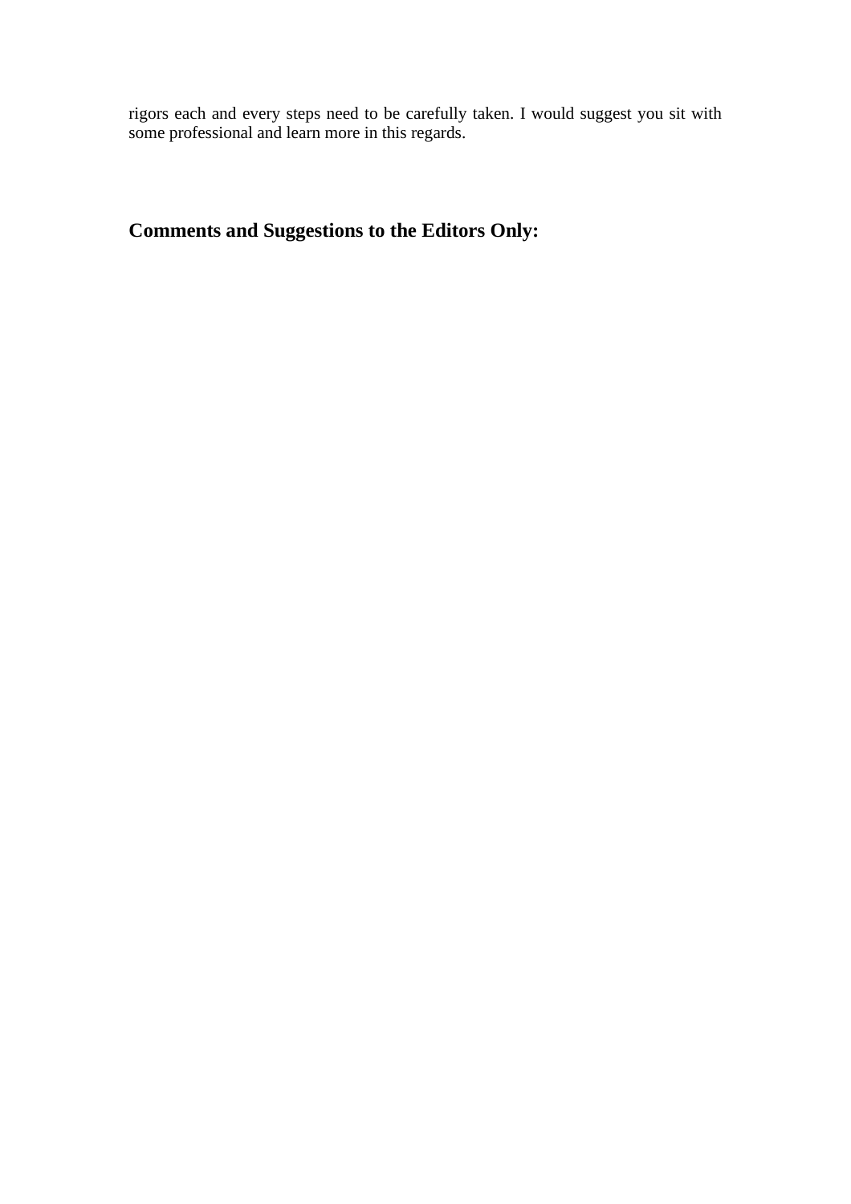rigors each and every steps need to be carefully taken. I would suggest you sit with some professional and learn more in this regards.

## Comments and Suggestions to the Editors Only: